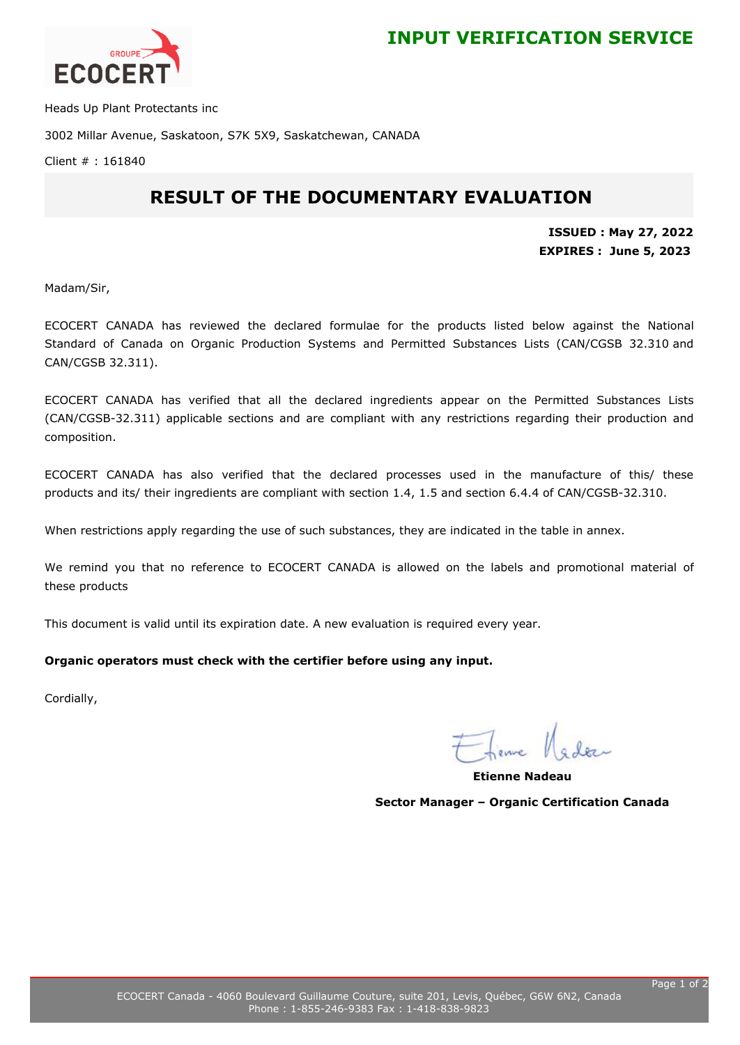# INPUT VERIFICATION SERVICE

Heads Up Plant Protectants inc

3002 Millar Avenue, Saskatoon, S7K 5X9, Saskatchewan, CANADA

Client # : 161840

## RESULT OF THE DOCUMENTARY EVALUATION

**ISSUED : May 27, 2022**
**EXPIRES : June 5, 2023**

Madam/Sir,

ECOCERT CANADA has reviewed the declared formulae for the products listed below against the National Standard of Canada on Organic Production Systems and Permitted Substances Lists (CAN/CGSB 32.310 and CAN/CGSB 32.311).

ECOCERT CANADA has verified that all the declared ingredients appear on the Permitted Substances Lists (CAN/CGSB-32.311) applicable sections and are compliant with any restrictions regarding their production and composition.

ECOCERT CANADA has also verified that the declared processes used in the manufacture of this/ these products and its/ their ingredients are compliant with section 1.4, 1.5 and section 6.4.4 of CAN/CGSB-32.310.

When restrictions apply regarding the use of such substances, they are indicated in the table in annex.

We remind you that no reference to ECOCERT CANADA is allowed on the labels and promotional material of these products

This document is valid until its expiration date. A new evaluation is required every year.

**Organic operators must check with the certifier before using any input.**

Cordially,

**Etienne Nadeau**

**Sector Manager – Organic Certification Canada**

ECOCERT Canada - 4060 Boulevard Guillaume Couture, suite 201, Levis, Québec, G6W 6N2, Canada
Phone : 1-855-246-9383 Fax : 1-418-838-9823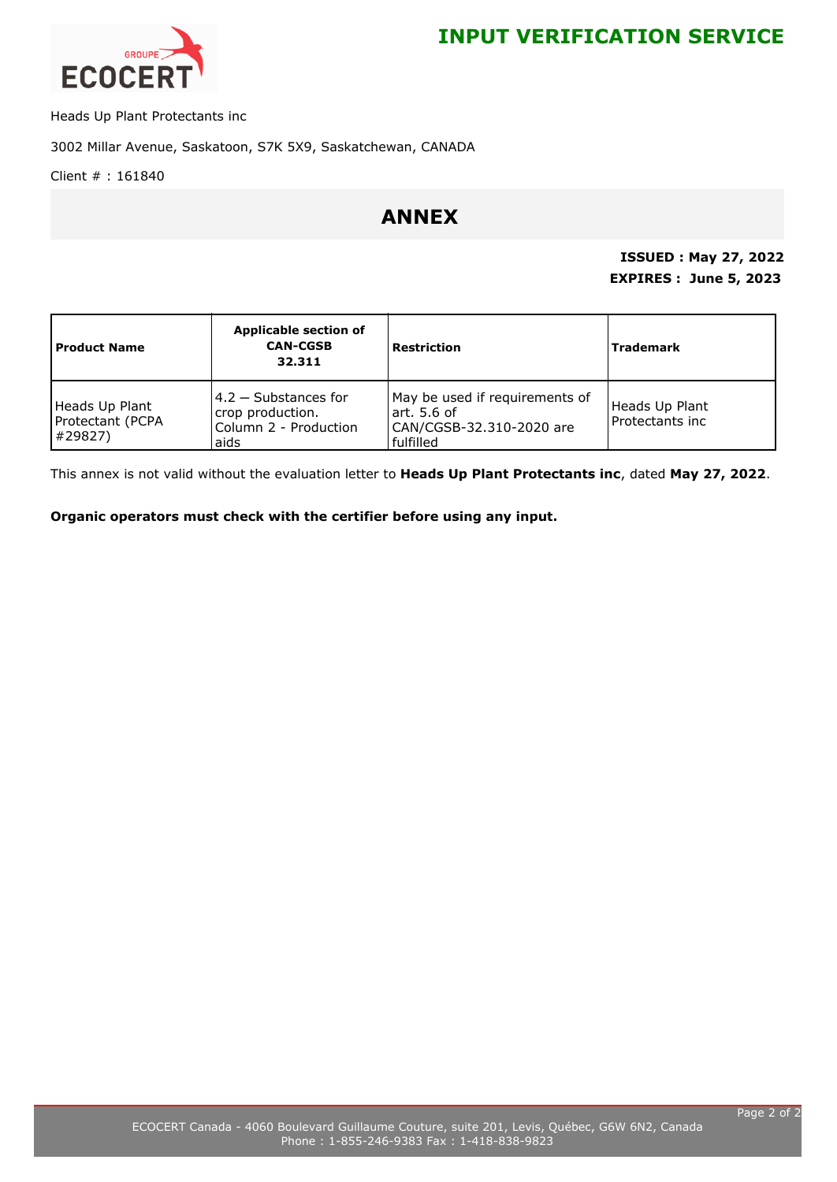# INPUT VERIFICATION SERVICE

Heads Up Plant Protectants inc

3002 Millar Avenue, Saskatoon, S7K 5X9, Saskatchewan, CANADA

Client # : 161840

## ANNEX

**ISSUED : May 27, 2022**

**EXPIRES : June 5, 2023**

| Product Name | Applicable section of CAN-CGSB 32.311 | Restriction | Trademark |
| --- | --- | --- | --- |
| Heads Up Plant Protectant (PCPA #29827) | 4.2 – Substances for crop production. Column 2 - Production aids | May be used if requirements of art. 5.6 of CAN/CGSB-32.310-2020 are fulfilled | Heads Up Plant Protectants inc |

This annex is not valid without the evaluation letter to **Heads Up Plant Protectants inc**, dated **May 27, 2022**.

**Organic operators must check with the certifier before using any input.**

ECOCERT Canada - 4060 Boulevard Guillaume Couture, suite 201, Levis, Québec, G6W 6N2, Canada
Phone : 1-855-246-9383 Fax : 1-418-838-9823